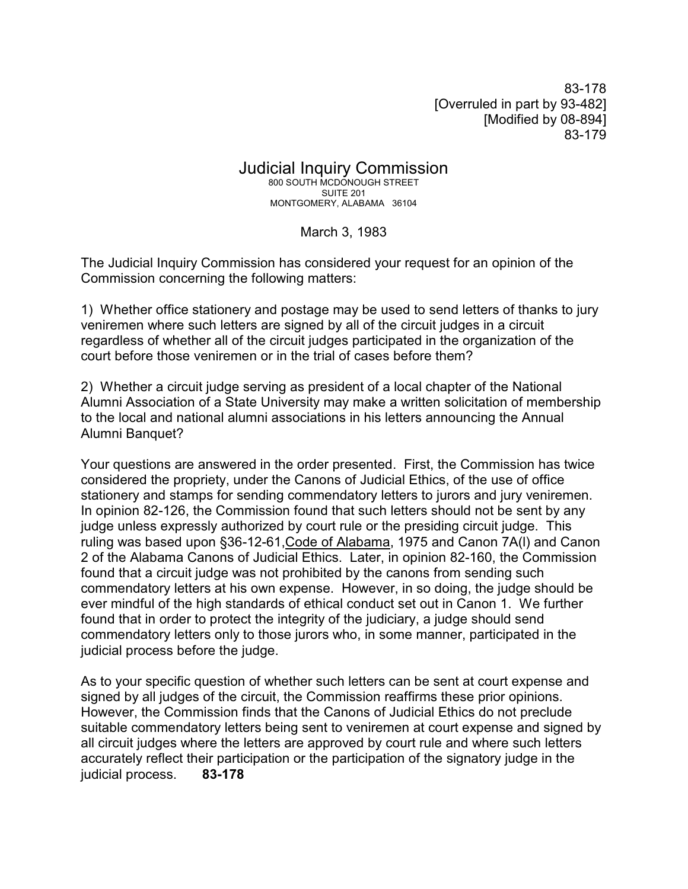83-178
[Overruled in part by 93-482]
[Modified by 08-894]
83-179

# Judicial Inquiry Commission

800 SOUTH MCDONOUGH STREET
SUITE 201
MONTGOMERY, ALABAMA 36104

March 3, 1983

The Judicial Inquiry Commission has considered your request for an opinion of the Commission concerning the following matters:

1) Whether office stationery and postage may be used to send letters of thanks to jury veniremen where such letters are signed by all of the circuit judges in a circuit regardless of whether all of the circuit judges participated in the organization of the court before those veniremen or in the trial of cases before them?

2) Whether a circuit judge serving as president of a local chapter of the National Alumni Association of a State University may make a written solicitation of membership to the local and national alumni associations in his letters announcing the Annual Alumni Banquet?

Your questions are answered in the order presented. First, the Commission has twice considered the propriety, under the Canons of Judicial Ethics, of the use of office stationery and stamps for sending commendatory letters to jurors and jury veniremen. In opinion 82-126, the Commission found that such letters should not be sent by any judge unless expressly authorized by court rule or the presiding circuit judge. This ruling was based upon §36-12-61, Code of Alabama, 1975 and Canon 7A(l) and Canon 2 of the Alabama Canons of Judicial Ethics. Later, in opinion 82-160, the Commission found that a circuit judge was not prohibited by the canons from sending such commendatory letters at his own expense. However, in so doing, the judge should be ever mindful of the high standards of ethical conduct set out in Canon 1. We further found that in order to protect the integrity of the judiciary, a judge should send commendatory letters only to those jurors who, in some manner, participated in the judicial process before the judge.

As to your specific question of whether such letters can be sent at court expense and signed by all judges of the circuit, the Commission reaffirms these prior opinions. However, the Commission finds that the Canons of Judicial Ethics do not preclude suitable commendatory letters being sent to veniremen at court expense and signed by all circuit judges where the letters are approved by court rule and where such letters accurately reflect their participation or the participation of the signatory judge in the judicial process. **83-178**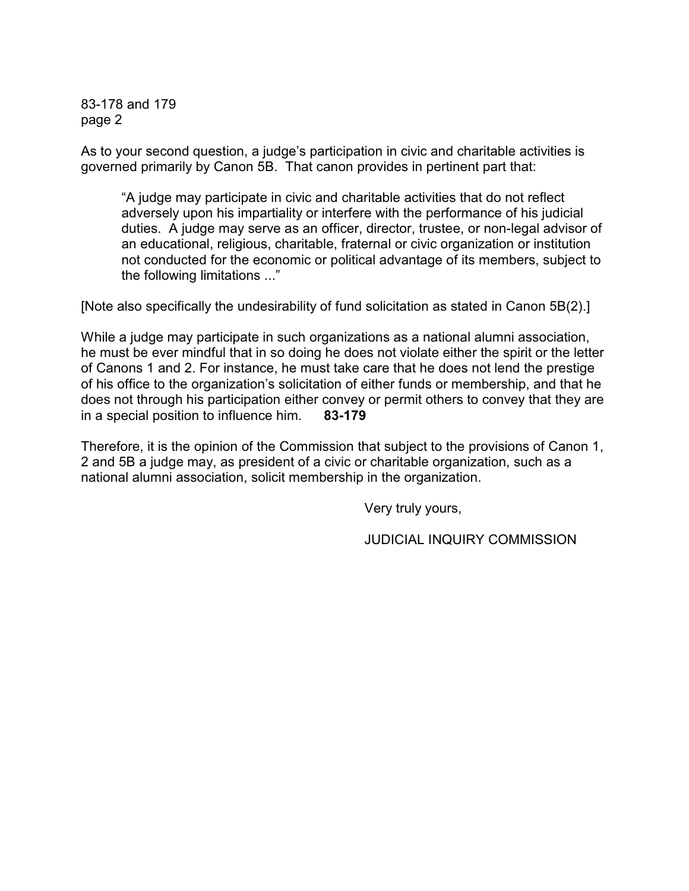As to your second question, a judge's participation in civic and charitable activities is governed primarily by Canon 5B. That canon provides in pertinent part that:

> "A judge may participate in civic and charitable activities that do not reflect adversely upon his impartiality or interfere with the performance of his judicial duties. A judge may serve as an officer, director, trustee, or non-legal advisor of an educational, religious, charitable, fraternal or civic organization or institution not conducted for the economic or political advantage of its members, subject to the following limitations ..."

[Note also specifically the undesirability of fund solicitation as stated in Canon 5B(2).]

While a judge may participate in such organizations as a national alumni association, he must be ever mindful that in so doing he does not violate either the spirit or the letter of Canons 1 and 2. For instance, he must take care that he does not lend the prestige of his office to the organization's solicitation of either funds or membership, and that he does not through his participation either convey or permit others to convey that they are in a special position to influence him. **83-179**

Therefore, it is the opinion of the Commission that subject to the provisions of Canon 1, 2 and 5B a judge may, as president of a civic or charitable organization, such as a national alumni association, solicit membership in the organization.

Very truly yours,

JUDICIAL INQUIRY COMMISSION